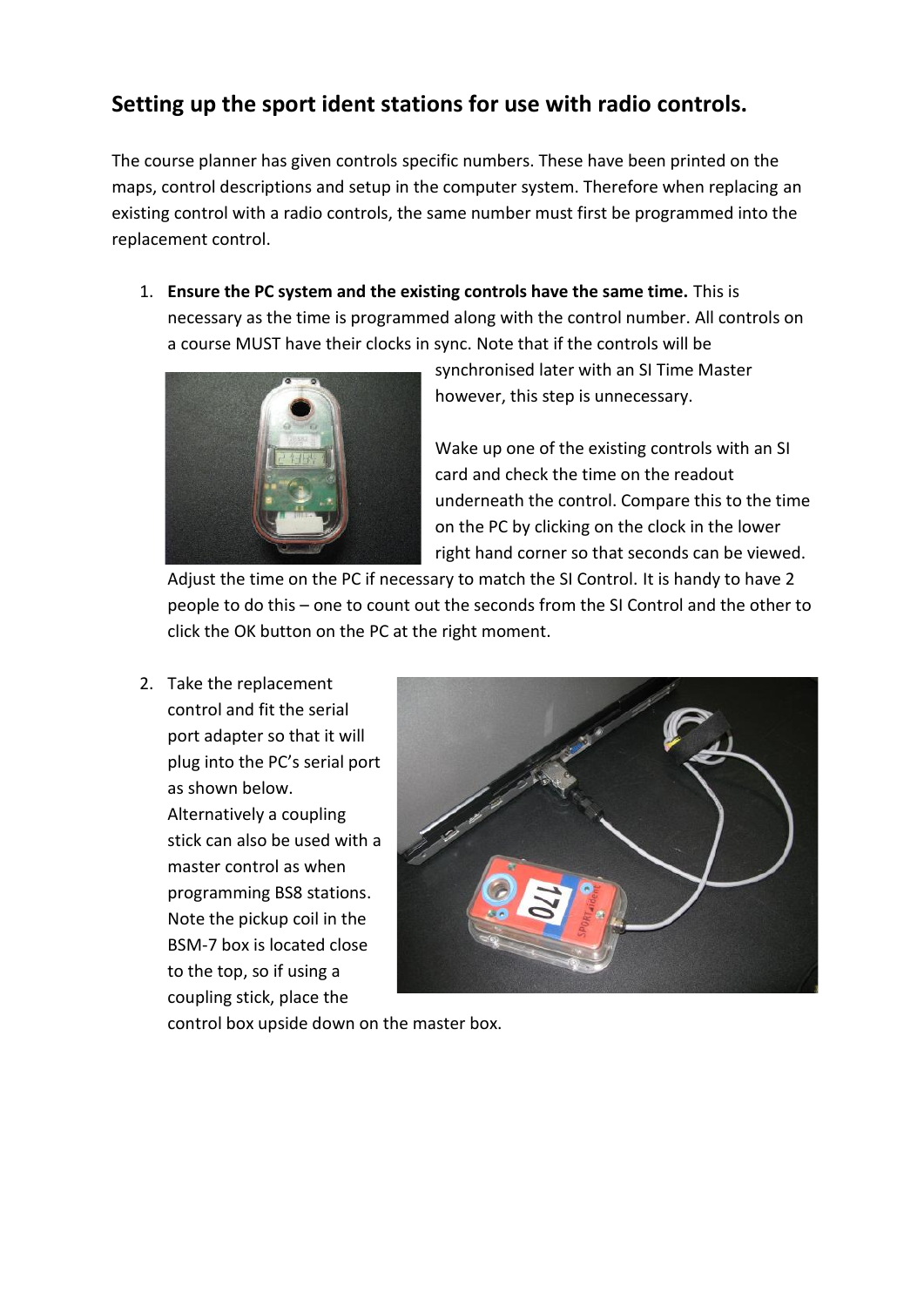## Setting up the sport ident stations for use with radio controls.

The course planner has given controls specific numbers. These have been printed on the maps, control descriptions and setup in the computer system. Therefore when replacing an existing control with a radio controls, the same number must first be programmed into the replacement control.

1. **Ensure the PC system and the existing controls have the same time.** This is necessary as the time is programmed along with the control number. All controls on a course MUST have their clocks in sync. Note that if the controls will be synchronised later with an SI Time Master however, this step is unnecessary.

   Wake up one of the existing controls with an SI card and check the time on the readout underneath the control. Compare this to the time on the PC by clicking on the clock in the lower right hand corner so that seconds can be viewed. Adjust the time on the PC if necessary to match the SI Control. It is handy to have 2 people to do this – one to count out the seconds from the SI Control and the other to click the OK button on the PC at the right moment.

2. Take the replacement control and fit the serial port adapter so that it will plug into the PC's serial port as shown below. Alternatively a coupling stick can also be used with a master control as when programming BS8 stations. Note the pickup coil in the BSM-7 box is located close to the top, so if using a coupling stick, place the control box upside down on the master box.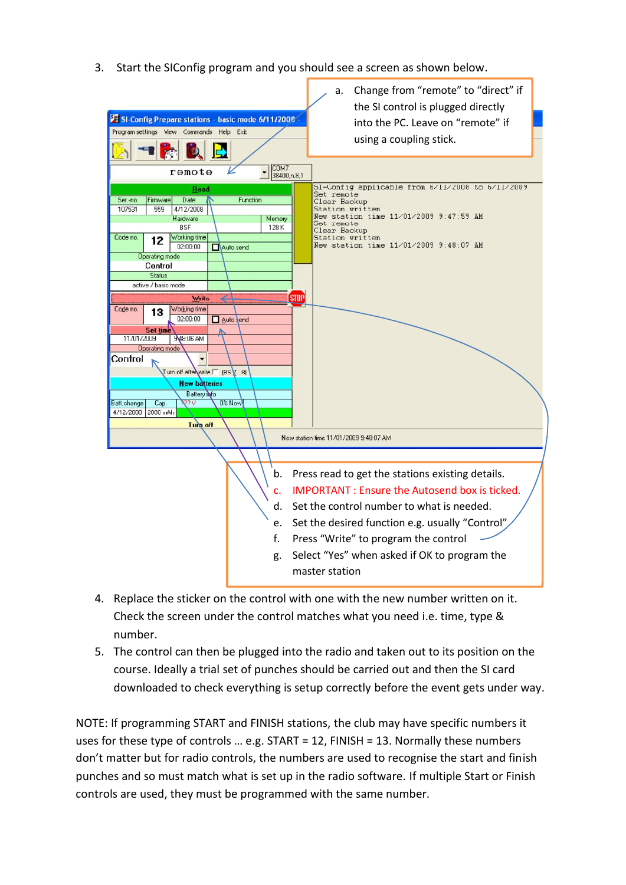3. Start the SIConfig program and you should see a screen as shown below.

a. Change from "remote" to "direct" if the SI control is plugged directly into the PC. Leave on "remote" if using a coupling stick.

b. Press read to get the stations existing details.
c. IMPORTANT : Ensure the Autosend box is ticked.
d. Set the control number to what is needed.
e. Set the desired function e.g. usually "Control"
f. Press "Write" to program the control
g. Select "Yes" when asked if OK to program the master station

4. Replace the sticker on the control with one with the new number written on it. Check the screen under the control matches what you need i.e. time, type & number.
5. The control can then be plugged into the radio and taken out to its position on the course. Ideally a trial set of punches should be carried out and then the SI card downloaded to check everything is setup correctly before the event gets under way.

NOTE: If programming START and FINISH stations, the club may have specific numbers it uses for these type of controls … e.g. START = 12, FINISH = 13. Normally these numbers don't matter but for radio controls, the numbers are used to recognise the start and finish punches and so must match what is set up in the radio software. If multiple Start or Finish controls are used, they must be programmed with the same number.